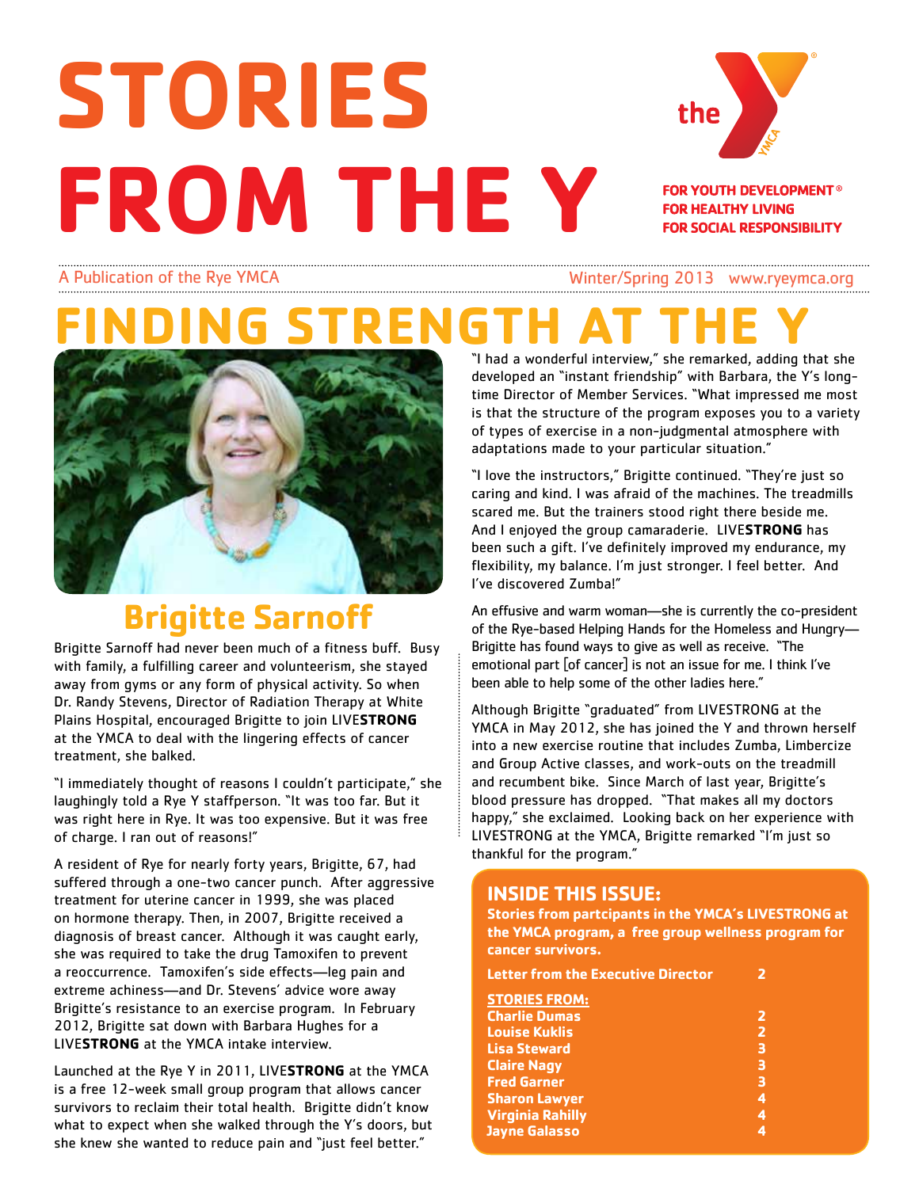# STORIES FROM THE Y

FOR YOUTH DEVELOPMENT®
FOR HEALTHY LIVING
FOR SOCIAL RESPONSIBILITY

A Publication of the Rye YMCA

Winter/Spring 2013 www.ryeymca.org

# FINDING STRENGTH AT THE Y

## Brigitte Sarnoff

Brigitte Sarnoff had never been much of a fitness buff. Busy with family, a fulfilling career and volunteerism, she stayed away from gyms or any form of physical activity. So when Dr. Randy Stevens, Director of Radiation Therapy at White Plains Hospital, encouraged Brigitte to join LIVE**STRONG** at the YMCA to deal with the lingering effects of cancer treatment, she balked.

"I immediately thought of reasons I couldn't participate," she laughingly told a Rye Y staffperson. "It was too far. But it was right here in Rye. It was too expensive. But it was free of charge. I ran out of reasons!"

A resident of Rye for nearly forty years, Brigitte, 67, had suffered through a one-two cancer punch. After aggressive treatment for uterine cancer in 1999, she was placed on hormone therapy. Then, in 2007, Brigitte received a diagnosis of breast cancer. Although it was caught early, she was required to take the drug Tamoxifen to prevent a reoccurrence. Tamoxifen's side effects—leg pain and extreme achiness—and Dr. Stevens' advice wore away Brigitte's resistance to an exercise program. In February 2012, Brigitte sat down with Barbara Hughes for a LIVE**STRONG** at the YMCA intake interview.

Launched at the Rye Y in 2011, LIVE**STRONG** at the YMCA is a free 12-week small group program that allows cancer survivors to reclaim their total health. Brigitte didn't know what to expect when she walked through the Y's doors, but she knew she wanted to reduce pain and "just feel better."

"I had a wonderful interview," she remarked, adding that she developed an "instant friendship" with Barbara, the Y's long-time Director of Member Services. "What impressed me most is that the structure of the program exposes you to a variety of types of exercise in a non-judgmental atmosphere with adaptations made to your particular situation."

"I love the instructors," Brigitte continued. "They're just so caring and kind. I was afraid of the machines. The treadmills scared me. But the trainers stood right there beside me. And I enjoyed the group camaraderie. LIVE**STRONG** has been such a gift. I've definitely improved my endurance, my flexibility, my balance. I'm just stronger. I feel better. And I've discovered Zumba!"

An effusive and warm woman—she is currently the co-president of the Rye-based Helping Hands for the Homeless and Hungry—Brigitte has found ways to give as well as receive. "The emotional part [of cancer] is not an issue for me. I think I've been able to help some of the other ladies here."

Although Brigitte "graduated" from LIVESTRONG at the YMCA in May 2012, she has joined the Y and thrown herself into a new exercise routine that includes Zumba, Limbercize and Group Active classes, and work-outs on the treadmill and recumbent bike. Since March of last year, Brigitte's blood pressure has dropped. "That makes all my doctors happy," she exclaimed. Looking back on her experience with LIVESTRONG at the YMCA, Brigitte remarked "I'm just so thankful for the program."

### INSIDE THIS ISSUE:

**Stories from partcipants in the YMCA's LIVESTRONG at the YMCA program, a free group wellness program for cancer survivors.**

| | |
|---|---|
| Letter from the Executive Director | 2 |
| **STORIES FROM:** | |
| Charlie Dumas | 2 |
| Louise Kuklis | 2 |
| Lisa Steward | 3 |
| Claire Nagy | 3 |
| Fred Garner | 3 |
| Sharon Lawyer | 4 |
| Virginia Rahilly | 4 |
| Jayne Galasso | 4 |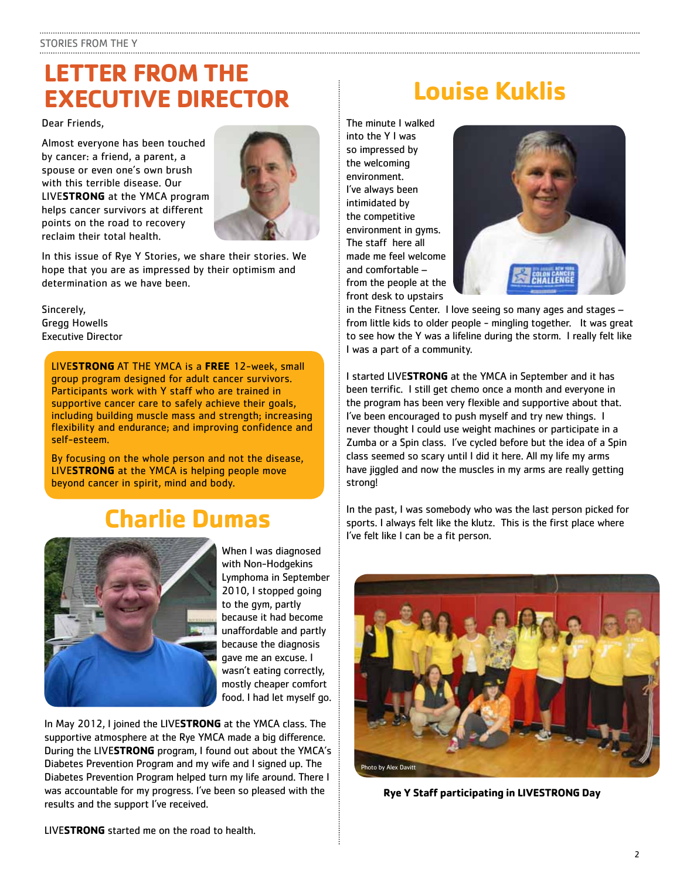# LETTER FROM THE EXECUTIVE DIRECTOR

Dear Friends,

Almost everyone has been touched by cancer: a friend, a parent, a spouse or even one's own brush with this terrible disease. Our LIVE**STRONG** at the YMCA program helps cancer survivors at different points on the road to recovery reclaim their total health.

In this issue of Rye Y Stories, we share their stories. We hope that you are as impressed by their optimism and determination as we have been.

Sincerely,
Gregg Howells
Executive Director

LIVE**STRONG** AT THE YMCA is a **FREE** 12-week, small group program designed for adult cancer survivors. Participants work with Y staff who are trained in supportive cancer care to safely achieve their goals, including building muscle mass and strength; increasing flexibility and endurance; and improving confidence and self-esteem.

By focusing on the whole person and not the disease, LIVE**STRONG** at the YMCA is helping people move beyond cancer in spirit, mind and body.

## Charlie Dumas

When I was diagnosed with Non-Hodgekins Lymphoma in September 2010, I stopped going to the gym, partly because it had become unaffordable and partly because the diagnosis gave me an excuse. I wasn't eating correctly, mostly cheaper comfort food. I had let myself go.

In May 2012, I joined the LIVE**STRONG** at the YMCA class. The supportive atmosphere at the Rye YMCA made a big difference. During the LIVE**STRONG** program, I found out about the YMCA's Diabetes Prevention Program and my wife and I signed up. The Diabetes Prevention Program helped turn my life around. There I was accountable for my progress. I've been so pleased with the results and the support I've received.

LIVE**STRONG** started me on the road to health.

## Louise Kuklis

The minute I walked into the Y I was so impressed by the welcoming environment. I've always been intimidated by the competitive environment in gyms. The staff here all made me feel welcome and comfortable – from the people at the front desk to upstairs in the Fitness Center. I love seeing so many ages and stages – from little kids to older people - mingling together. It was great to see how the Y was a lifeline during the storm. I really felt like I was a part of a community.

I started LIVE**STRONG** at the YMCA in September and it has been terrific. I still get chemo once a month and everyone in the program has been very flexible and supportive about that. I've been encouraged to push myself and try new things. I never thought I could use weight machines or participate in a Zumba or a Spin class. I've cycled before but the idea of a Spin class seemed so scary until I did it here. All my life my arms have jiggled and now the muscles in my arms are really getting strong!

In the past, I was somebody who was the last person picked for sports. I always felt like the klutz. This is the first place where I've felt like I can be a fit person.

Photo by Alex Davitt

**Rye Y Staff participating in LIVESTRONG Day**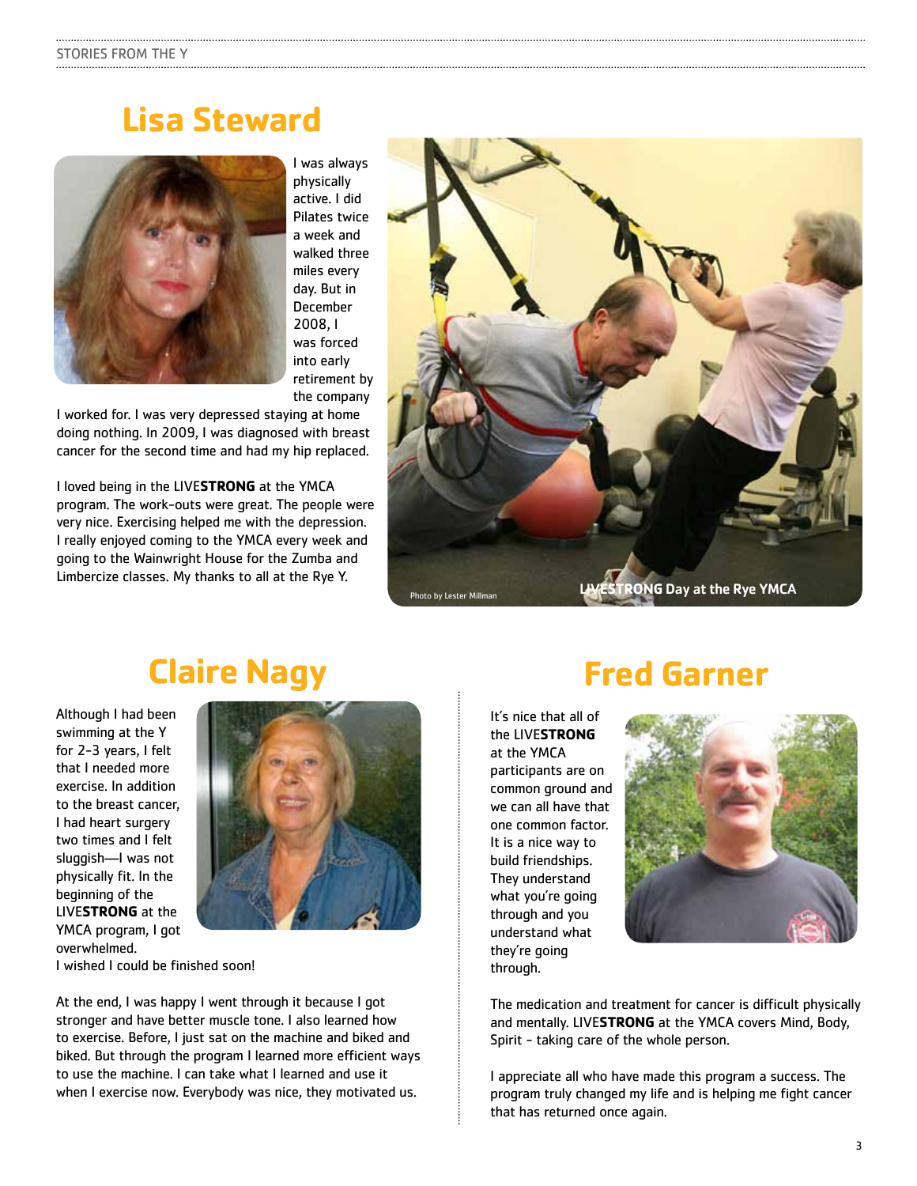## Lisa Steward

I was always physically active. I did Pilates twice a week and walked three miles every day. But in December 2008, I was forced into early retirement by the company I worked for. I was very depressed staying at home doing nothing. In 2009, I was diagnosed with breast cancer for the second time and had my hip replaced.

I loved being in the LIVE**STRONG** at the YMCA program. The work-outs were great. The people were very nice. Exercising helped me with the depression. I really enjoyed coming to the YMCA every week and going to the Wainwright House for the Zumba and Limbercize classes. My thanks to all at the Rye Y.

Photo by Lester Millman

LIVE**STRONG** Day at the Rye YMCA

## Claire Nagy

Although I had been swimming at the Y for 2-3 years, I felt that I needed more exercise. In addition to the breast cancer, I had heart surgery two times and I felt sluggish—I was not physically fit. In the beginning of the LIVE**STRONG** at the YMCA program, I got overwhelmed. I wished I could be finished soon!

At the end, I was happy I went through it because I got stronger and have better muscle tone. I also learned how to exercise. Before, I just sat on the machine and biked and biked. But through the program I learned more efficient ways to use the machine. I can take what I learned and use it when I exercise now. Everybody was nice, they motivated us.

## Fred Garner

It's nice that all of the LIVE**STRONG** at the YMCA participants are on common ground and we can all have that one common factor. It is a nice way to build friendships. They understand what you're going through and you understand what they're going through.

The medication and treatment for cancer is difficult physically and mentally. LIVE**STRONG** at the YMCA covers Mind, Body, Spirit - taking care of the whole person.

I appreciate all who have made this program a success. The program truly changed my life and is helping me fight cancer that has returned once again.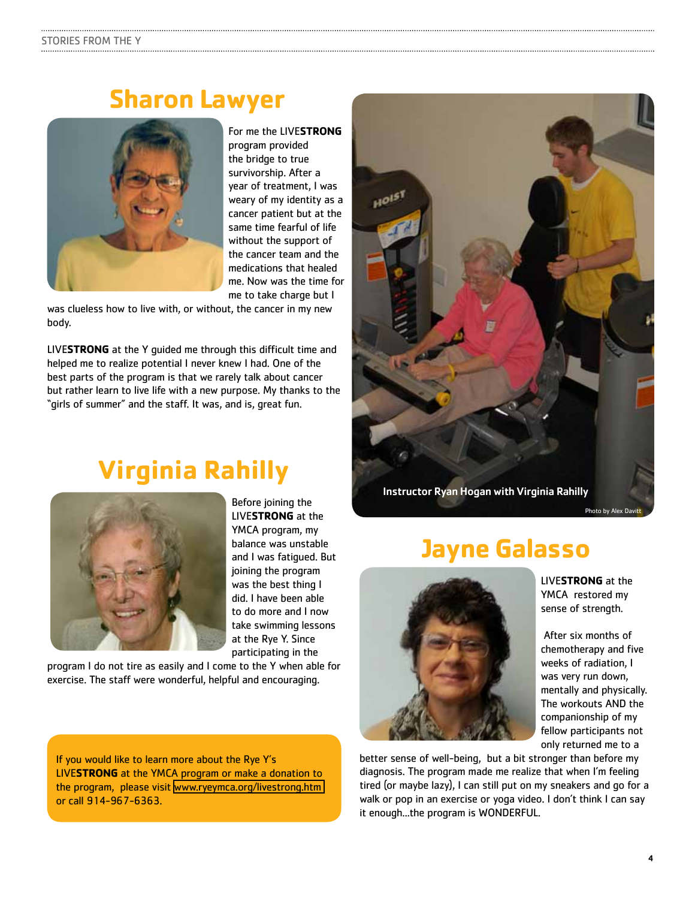## Sharon Lawyer

For me the LIVE**STRONG** program provided the bridge to true survivorship. After a year of treatment, I was weary of my identity as a cancer patient but at the same time fearful of life without the support of the cancer team and the medications that healed me. Now was the time for me to take charge but I was clueless how to live with, or without, the cancer in my new body.

LIVE**STRONG** at the Y guided me through this difficult time and helped me to realize potential I never knew I had. One of the best parts of the program is that we rarely talk about cancer but rather learn to live life with a new purpose. My thanks to the "girls of summer" and the staff. It was, and is, great fun.

## Virginia Rahilly

Before joining the LIVE**STRONG** at the YMCA program, my balance was unstable and I was fatigued. But joining the program was the best thing I did. I have been able to do more and I now take swimming lessons at the Rye Y. Since participating in the program I do not tire as easily and I come to the Y when able for exercise. The staff were wonderful, helpful and encouraging.

If you would like to learn more about the Rye Y's LIVE**STRONG** at the YMCA program or make a donation to the program, please visit www.ryeymca.org/livestrong.htm or call 914-967-6363.

**Instructor Ryan Hogan with Virginia Rahilly**

Photo by Alex Davitt

## Jayne Galasso

LIVE**STRONG** at the YMCA restored my sense of strength.

After six months of chemotherapy and five weeks of radiation, I was very run down, mentally and physically. The workouts AND the companionship of my fellow participants not only returned me to a better sense of well-being, but a bit stronger than before my diagnosis. The program made me realize that when I'm feeling tired (or maybe lazy), I can still put on my sneakers and go for a walk or pop in an exercise or yoga video. I don't think I can say it enough…the program is WONDERFUL.